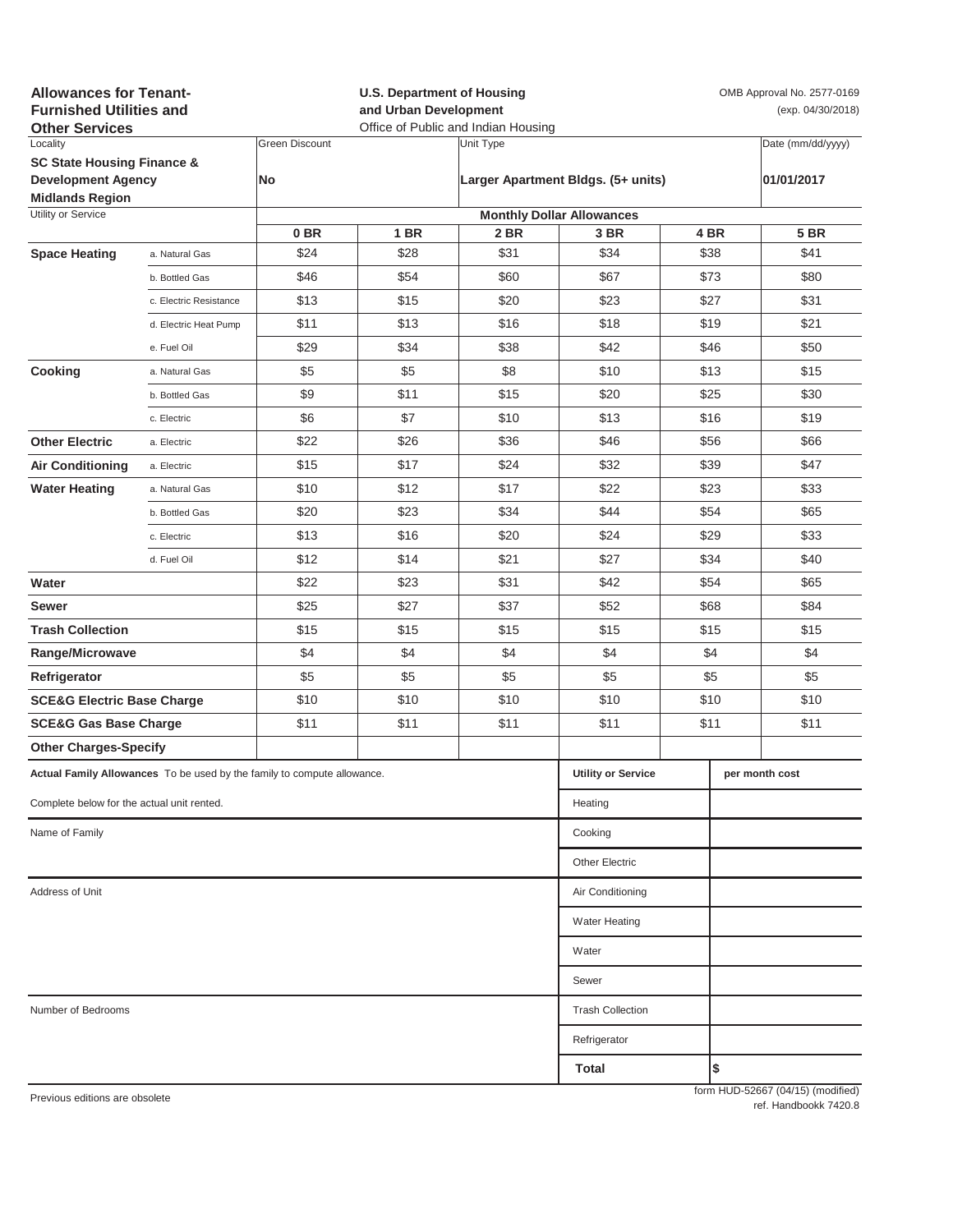**Allowances for Tenant-Furnished Utilities and Other Services**

**U.S. Department of Housing and Urban Development**
Office of Public and Indian Housing

OMB Approval No. 2577-0169
(exp. 04/30/2018)

| Locality | Green Discount | Unit Type | Date (mm/dd/yyyy) |
|---|---|---|---|
| **SC State Housing Finance & Development Agency Midlands Region** | **No** | **Larger Apartment Bldgs. (5+ units)** | **01/01/2017** |

| Utility or Service | | Monthly Dollar Allowances | | | | | |
|---|---|---|---|---|---|---|---|
| | | **0 BR** | **1 BR** | **2 BR** | **3 BR** | **4 BR** | **5 BR** |
| **Space Heating** | a. Natural Gas | $24 | $28 | $31 | $34 | $38 | $41 |
| | b. Bottled Gas | $46 | $54 | $60 | $67 | $73 | $80 |
| | c. Electric Resistance | $13 | $15 | $20 | $23 | $27 | $31 |
| | d. Electric Heat Pump | $11 | $13 | $16 | $18 | $19 | $21 |
| | e. Fuel Oil | $29 | $34 | $38 | $42 | $46 | $50 |
| **Cooking** | a. Natural Gas | $5 | $5 | $8 | $10 | $13 | $15 |
| | b. Bottled Gas | $9 | $11 | $15 | $20 | $25 | $30 |
| | c. Electric | $6 | $7 | $10 | $13 | $16 | $19 |
| **Other Electric** | a. Electric | $22 | $26 | $36 | $46 | $56 | $66 |
| **Air Conditioning** | a. Electric | $15 | $17 | $24 | $32 | $39 | $47 |
| **Water Heating** | a. Natural Gas | $10 | $12 | $17 | $22 | $23 | $33 |
| | b. Bottled Gas | $20 | $23 | $34 | $44 | $54 | $65 |
| | c. Electric | $13 | $16 | $20 | $24 | $29 | $33 |
| | d. Fuel Oil | $12 | $14 | $21 | $27 | $34 | $40 |
| **Water** | | $22 | $23 | $31 | $42 | $54 | $65 |
| **Sewer** | | $25 | $27 | $37 | $52 | $68 | $84 |
| **Trash Collection** | | $15 | $15 | $15 | $15 | $15 | $15 |
| **Range/Microwave** | | $4 | $4 | $4 | $4 | $4 | $4 |
| **Refrigerator** | | $5 | $5 | $5 | $5 | $5 | $5 |
| **SCE&G Electric Base Charge** | | $10 | $10 | $10 | $10 | $10 | $10 |
| **SCE&G Gas Base Charge** | | $11 | $11 | $11 | $11 | $11 | $11 |
| **Other Charges-Specify** | | | | | | | |

**Actual Family Allowances** To be used by the family to compute allowance.

Complete below for the actual unit rented.

Name of Family

Address of Unit

Number of Bedrooms

| Utility or Service | per month cost |
|---|---|
| Heating | |
| Cooking | |
| Other Electric | |
| Air Conditioning | |
| Water Heating | |
| Water | |
| Sewer | |
| Trash Collection | |
| Refrigerator | |
| **Total** | **$** |

Previous editions are obsolete

form HUD-52667 (04/15) (modified)
ref. Handbookk 7420.8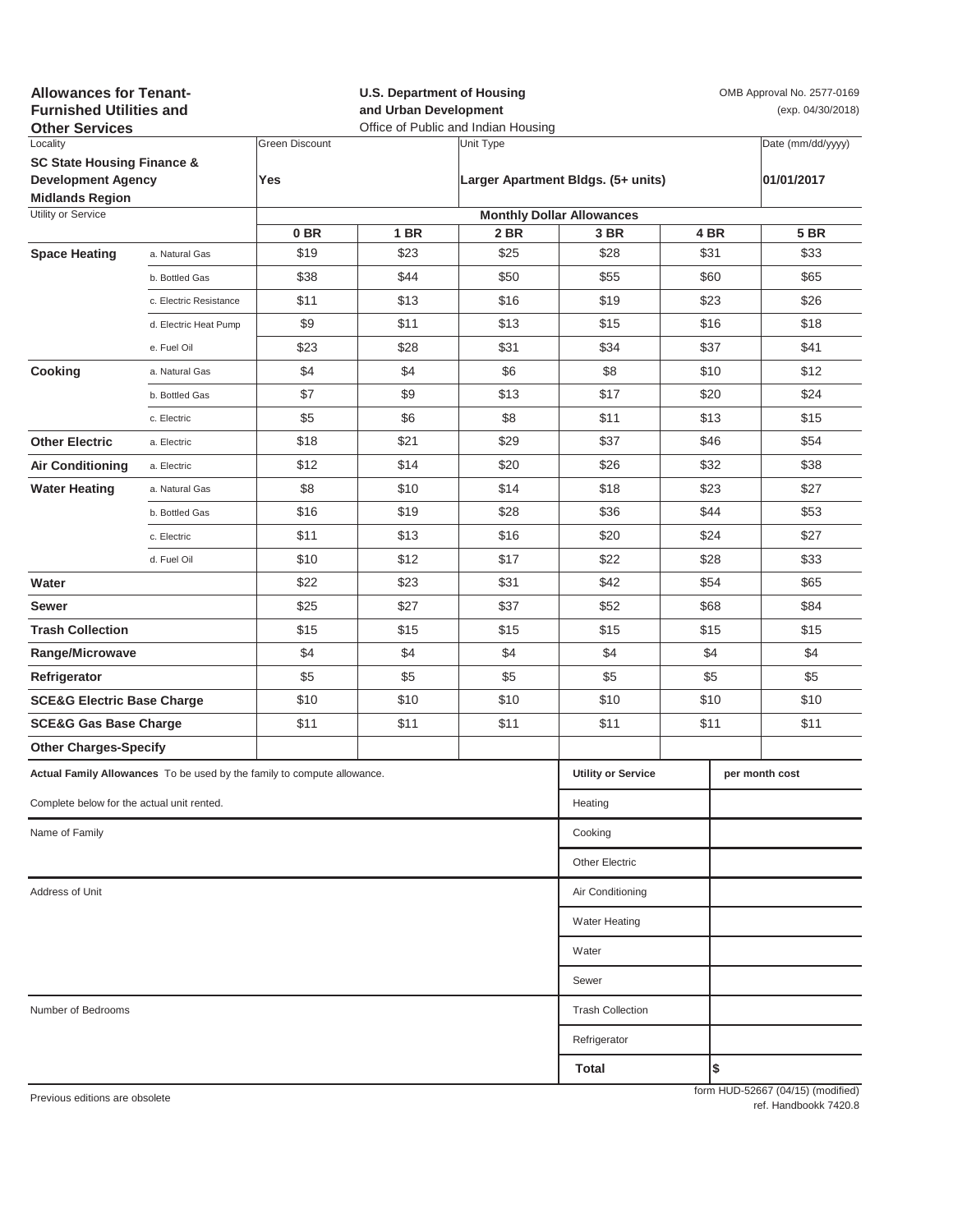**Allowances for Tenant-Furnished Utilities and Other Services**

**U.S. Department of Housing and Urban Development**
Office of Public and Indian Housing

OMB Approval No. 2577-0169
(exp. 04/30/2018)

| Locality | Green Discount | Unit Type | Date (mm/dd/yyyy) |
|---|---|---|---|
| **SC State Housing Finance & Development Agency Midlands Region** | **Yes** | **Larger Apartment Bldgs. (5+ units)** | **01/01/2017** |

| Utility or Service | | Monthly Dollar Allowances | | | | | |
|---|---|---|---|---|---|---|---|
| | | **0 BR** | **1 BR** | **2 BR** | **3 BR** | **4 BR** | **5 BR** |
| **Space Heating** | a. Natural Gas | $19 | $23 | $25 | $28 | $31 | $33 |
| | b. Bottled Gas | $38 | $44 | $50 | $55 | $60 | $65 |
| | c. Electric Resistance | $11 | $13 | $16 | $19 | $23 | $26 |
| | d. Electric Heat Pump | $9 | $11 | $13 | $15 | $16 | $18 |
| | e. Fuel Oil | $23 | $28 | $31 | $34 | $37 | $41 |
| **Cooking** | a. Natural Gas | $4 | $4 | $6 | $8 | $10 | $12 |
| | b. Bottled Gas | $7 | $9 | $13 | $17 | $20 | $24 |
| | c. Electric | $5 | $6 | $8 | $11 | $13 | $15 |
| **Other Electric** | a. Electric | $18 | $21 | $29 | $37 | $46 | $54 |
| **Air Conditioning** | a. Electric | $12 | $14 | $20 | $26 | $32 | $38 |
| **Water Heating** | a. Natural Gas | $8 | $10 | $14 | $18 | $23 | $27 |
| | b. Bottled Gas | $16 | $19 | $28 | $36 | $44 | $53 |
| | c. Electric | $11 | $13 | $16 | $20 | $24 | $27 |
| | d. Fuel Oil | $10 | $12 | $17 | $22 | $28 | $33 |
| **Water** | | $22 | $23 | $31 | $42 | $54 | $65 |
| **Sewer** | | $25 | $27 | $37 | $52 | $68 | $84 |
| **Trash Collection** | | $15 | $15 | $15 | $15 | $15 | $15 |
| **Range/Microwave** | | $4 | $4 | $4 | $4 | $4 | $4 |
| **Refrigerator** | | $5 | $5 | $5 | $5 | $5 | $5 |
| **SCE&G Electric Base Charge** | | $10 | $10 | $10 | $10 | $10 | $10 |
| **SCE&G Gas Base Charge** | | $11 | $11 | $11 | $11 | $11 | $11 |
| **Other Charges-Specify** | | | | | | | |

**Actual Family Allowances** To be used by the family to compute allowance.

Complete below for the actual unit rented.

Name of Family

Address of Unit

Number of Bedrooms

| **Utility or Service** | **per month cost** |
|---|---|
| Heating | |
| Cooking | |
| Other Electric | |
| Air Conditioning | |
| Water Heating | |
| Water | |
| Sewer | |
| Trash Collection | |
| Refrigerator | |
| **Total** | **$** |

Previous editions are obsolete

form HUD-52667 (04/15) (modified)
ref. Handbookk 7420.8